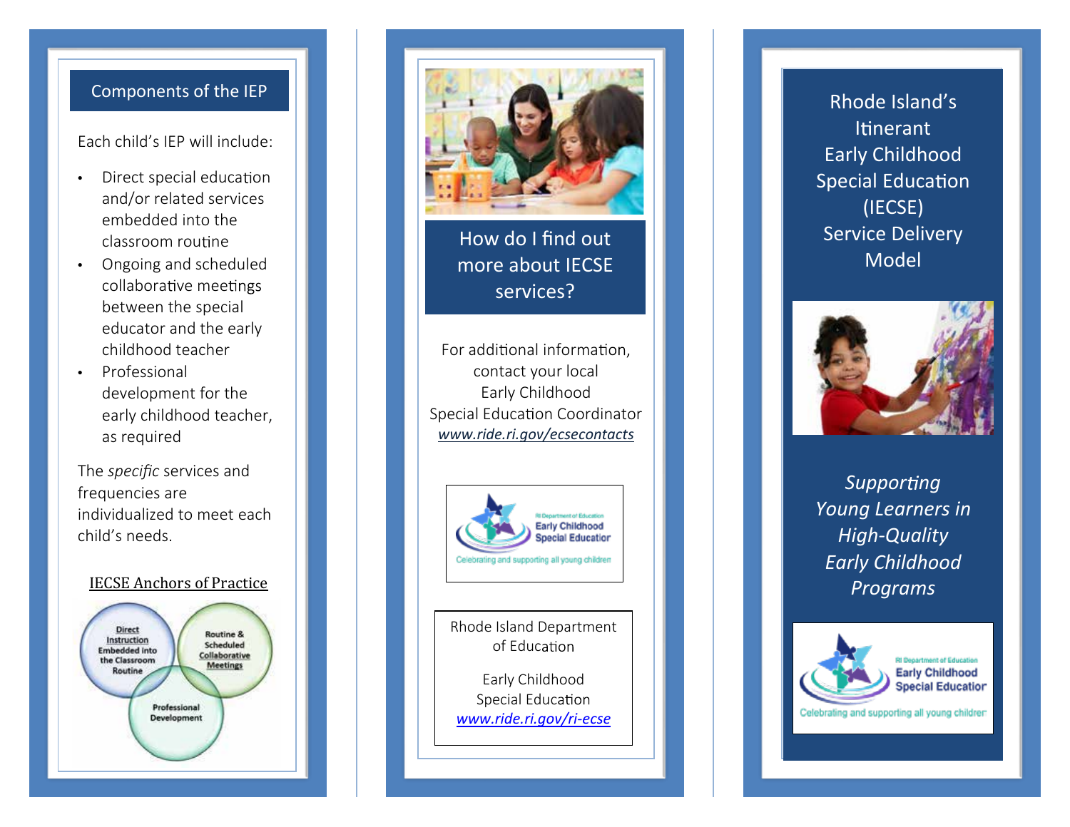## Components of the IEP

Each child's IEP will include:

- Direct special education and/or related services embedded into the classroom routine
- Ongoing and scheduled collaborative meetings between the special educator and the early childhood teacher
- Professional development for the early childhood teacher, as required

The *specific* services and frequencies are individualized to meet each child's needs.

**IECSE Anchors of Practice**

Direct Instruction Embedded into the Classroom Routine

Routine & Scheduled Collaborative Meetings

Professional Development

## How do I find out more about IECSE services?

For additional information, contact your local Early Childhood Special Education Coordinator
*www.ride.ri.gov/ecsecontacts*

RI Department of Education
Early Childhood Special Education
Celebrating and supporting all young children

Rhode Island Department of Education

Early Childhood Special Education
*www.ride.ri.gov/ri-ecse*

# Rhode Island's Itinerant Early Childhood Special Education (IECSE) Service Delivery Model

*Supporting Young Learners in High-Quality Early Childhood Programs*

RI Department of Education
Early Childhood Special Education
Celebrating and supporting all young children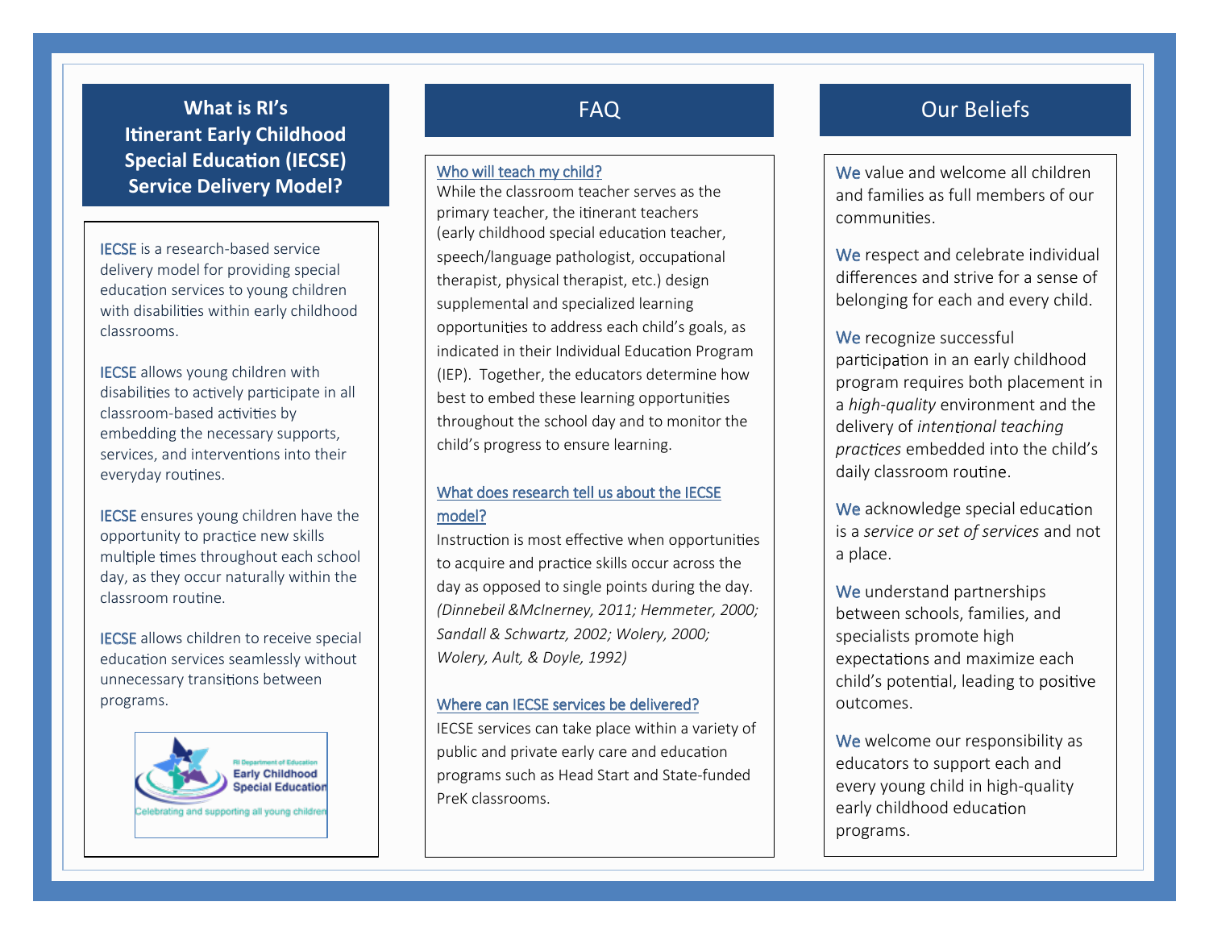## What is RI's Itinerant Early Childhood Special Education (IECSE) Service Delivery Model?

IECSE is a research-based service delivery model for providing special education services to young children with disabilities within early childhood classrooms.

IECSE allows young children with disabilities to actively participate in all classroom-based activities by embedding the necessary supports, services, and interventions into their everyday routines.

IECSE ensures young children have the opportunity to practice new skills multiple times throughout each school day, as they occur naturally within the classroom routine.

IECSE allows children to receive special education services seamlessly without unnecessary transitions between programs.

RI Department of Education
Early Childhood
Special Education
Celebrating and supporting all young children

## FAQ

**Who will teach my child?**

While the classroom teacher serves as the primary teacher, the itinerant teachers (early childhood special education teacher, speech/language pathologist, occupational therapist, physical therapist, etc.) design supplemental and specialized learning opportunities to address each child's goals, as indicated in their Individual Education Program (IEP). Together, the educators determine how best to embed these learning opportunities throughout the school day and to monitor the child's progress to ensure learning.

**What does research tell us about the IECSE model?**

Instruction is most effective when opportunities to acquire and practice skills occur across the day as opposed to single points during the day. *(Dinnebeil &McInerney, 2011; Hemmeter, 2000; Sandall & Schwartz, 2002; Wolery, 2000; Wolery, Ault, & Doyle, 1992)*

**Where can IECSE services be delivered?**

IECSE services can take place within a variety of public and private early care and education programs such as Head Start and State-funded PreK classrooms.

## Our Beliefs

We value and welcome all children and families as full members of our communities.

We respect and celebrate individual differences and strive for a sense of belonging for each and every child.

We recognize successful participation in an early childhood program requires both placement in a *high-quality* environment and the delivery of *intentional teaching practices* embedded into the child's daily classroom routine.

We acknowledge special education is a *service or set of services* and not a place.

We understand partnerships between schools, families, and specialists promote high expectations and maximize each child's potential, leading to positive outcomes.

We welcome our responsibility as educators to support each and every young child in high-quality early childhood education programs.